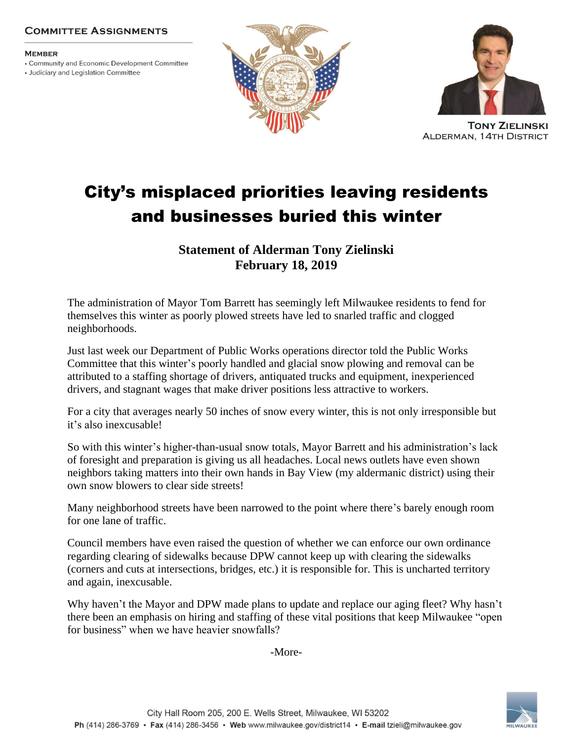**Committee Assignments**

**Member**
- Community and Economic Development Committee
- Judiciary and Legislation Committee

**Tony Zielinski**
Alderman, 14th District

# City's misplaced priorities leaving residents and businesses buried this winter

**Statement of Alderman Tony Zielinski**
**February 18, 2019**

The administration of Mayor Tom Barrett has seemingly left Milwaukee residents to fend for themselves this winter as poorly plowed streets have led to snarled traffic and clogged neighborhoods.

Just last week our Department of Public Works operations director told the Public Works Committee that this winter's poorly handled and glacial snow plowing and removal can be attributed to a staffing shortage of drivers, antiquated trucks and equipment, inexperienced drivers, and stagnant wages that make driver positions less attractive to workers.

For a city that averages nearly 50 inches of snow every winter, this is not only irresponsible but it's also inexcusable!

So with this winter's higher-than-usual snow totals, Mayor Barrett and his administration's lack of foresight and preparation is giving us all headaches. Local news outlets have even shown neighbors taking matters into their own hands in Bay View (my aldermanic district) using their own snow blowers to clear side streets!

Many neighborhood streets have been narrowed to the point where there's barely enough room for one lane of traffic.

Council members have even raised the question of whether we can enforce our own ordinance regarding clearing of sidewalks because DPW cannot keep up with clearing the sidewalks (corners and cuts at intersections, bridges, etc.) it is responsible for. This is uncharted territory and again, inexcusable.

Why haven't the Mayor and DPW made plans to update and replace our aging fleet? Why hasn't there been an emphasis on hiring and staffing of these vital positions that keep Milwaukee "open for business" when we have heavier snowfalls?

-More-

City Hall Room 205, 200 E. Wells Street, Milwaukee, WI 53202
**Ph** (414) 286-3769 • **Fax** (414) 286-3456 • **Web** www.milwaukee.gov/district14 • **E-mail** tzieli@milwaukee.gov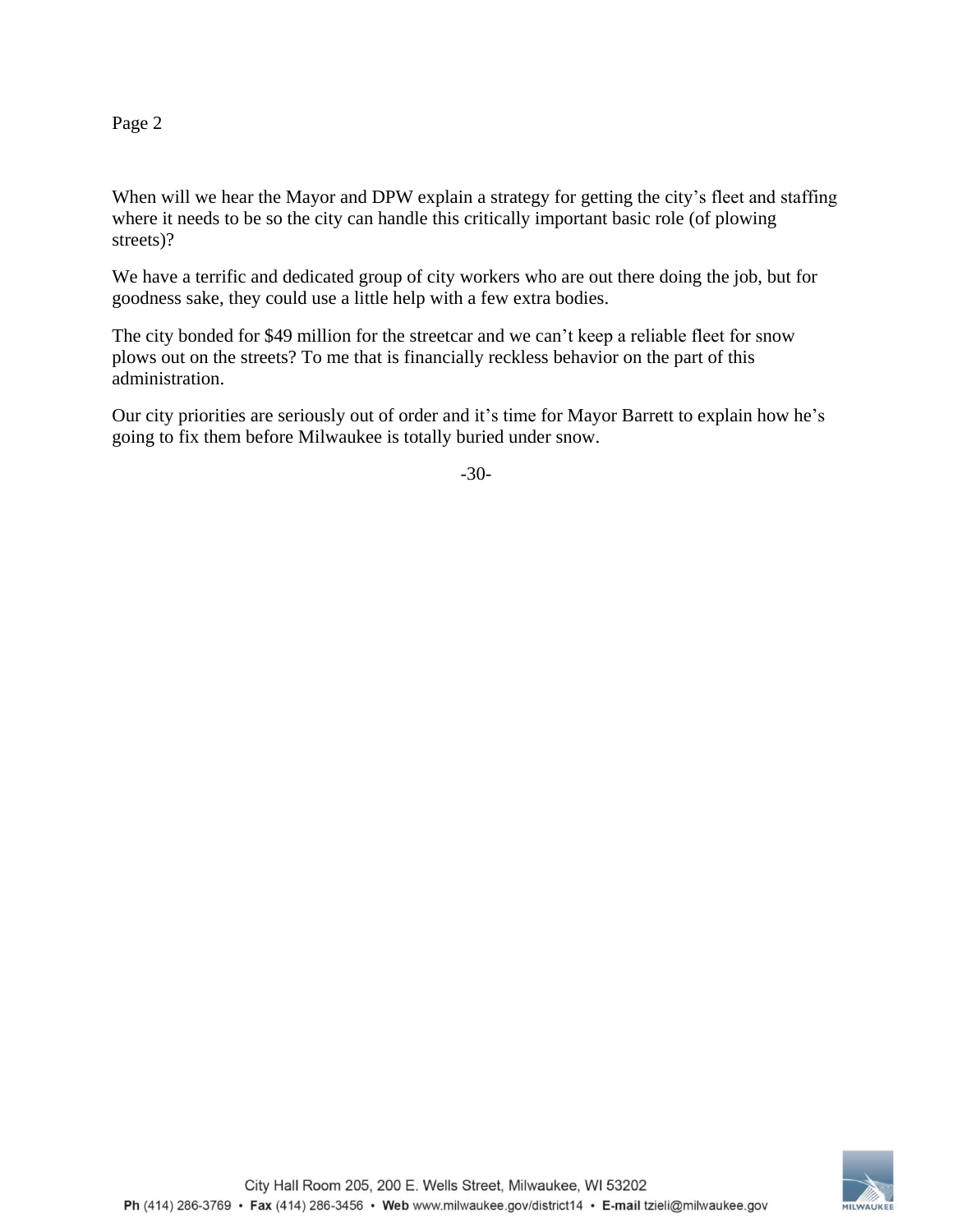When will we hear the Mayor and DPW explain a strategy for getting the city's fleet and staffing where it needs to be so the city can handle this critically important basic role (of plowing streets)?

We have a terrific and dedicated group of city workers who are out there doing the job, but for goodness sake, they could use a little help with a few extra bodies.

The city bonded for $49 million for the streetcar and we can't keep a reliable fleet for snow plows out on the streets? To me that is financially reckless behavior on the part of this administration.

Our city priorities are seriously out of order and it's time for Mayor Barrett to explain how he's going to fix them before Milwaukee is totally buried under snow.

-30-